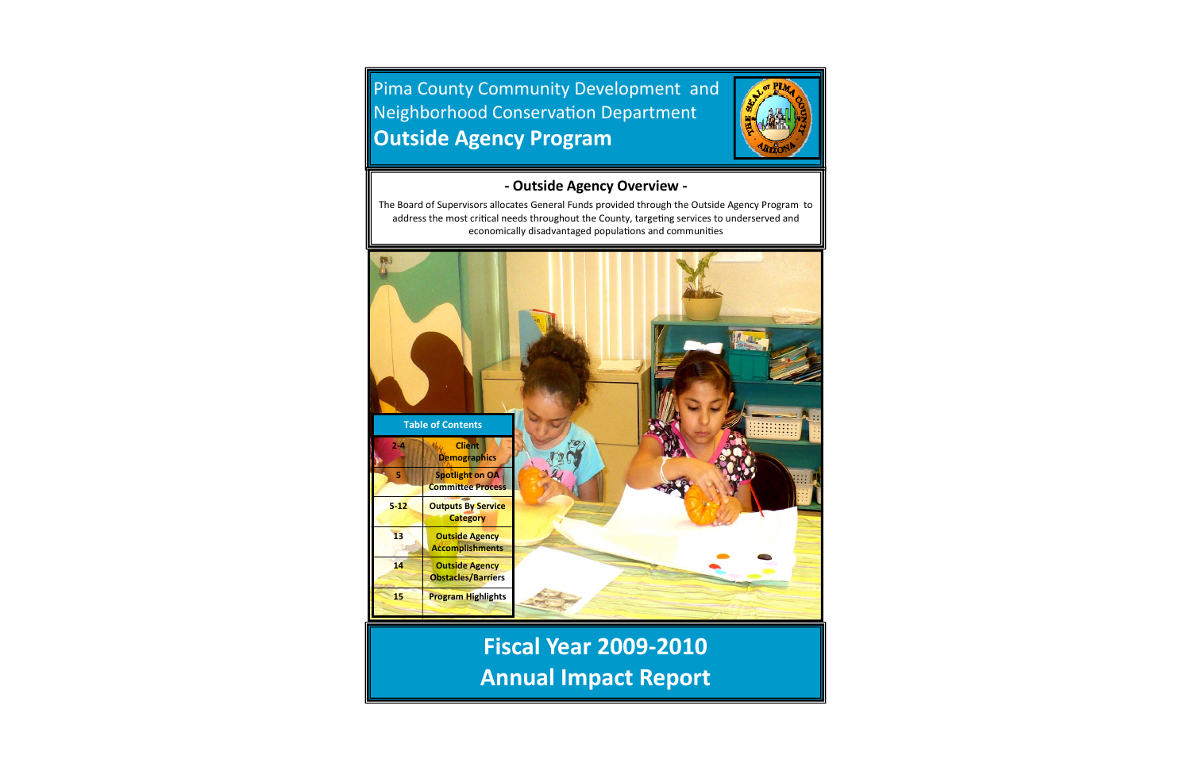# Pima County Community Development and Neighborhood Conservation Department

# **Outside Agency Program**

## - Outside Agency Overview -

The Board of Supervisors allocates General Funds provided through the Outside Agency Program to address the most critical needs throughout the County, targeting services to underserved and economically disadvantaged populations and communities

| Table of Contents | |
|---|---|
| 2-4 | Client Demographics |
| 5 | Spotlight on OA Committee Process |
| 5-12 | Outputs By Service Category |
| 13 | Outside Agency Accomplishments |
| 14 | Outside Agency Obstacles/Barriers |
| 15 | Program Highlights |

# **Fiscal Year 2009-2010 Annual Impact Report**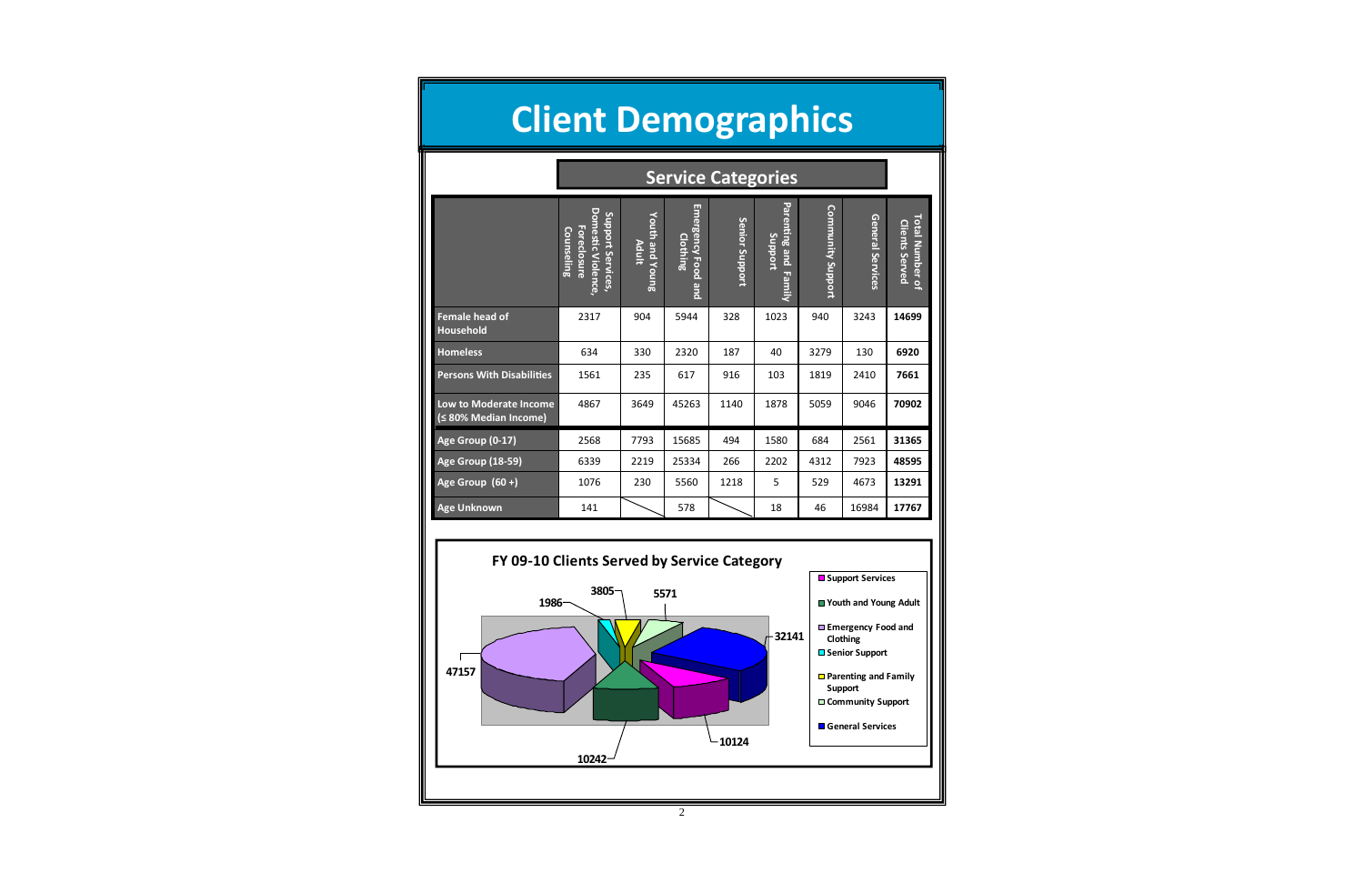# Client Demographics

## Service Categories

| | Support Services, Domestic Violence, Foreclosure Counseling | Youth and Young Adult | Emergency Food and Clothing | Senior Support | Parenting and Family Support | Community Support | General Services | Total Number of Clients Served |
|---|---|---|---|---|---|---|---|---|
| **Female head of Household** | 2317 | 904 | 5944 | 328 | 1023 | 940 | 3243 | **14699** |
| **Homeless** | 634 | 330 | 2320 | 187 | 40 | 3279 | 130 | **6920** |
| **Persons With Disabilities** | 1561 | 235 | 617 | 916 | 103 | 1819 | 2410 | **7661** |
| **Low to Moderate Income (≤ 80% Median Income)** | 4867 | 3649 | 45263 | 1140 | 1878 | 5059 | 9046 | **70902** |
| **Age Group (0-17)** | 2568 | 7793 | 15685 | 494 | 1580 | 684 | 2561 | **31365** |
| **Age Group (18-59)** | 6339 | 2219 | 25334 | 266 | 2202 | 4312 | 7923 | **48595** |
| **Age Group (60 +)** | 1076 | 230 | 5560 | 1218 | 5 | 529 | 4673 | **13291** |
| **Age Unknown** | 141 | | 578 | | 18 | 46 | 16984 | **17767** |

### FY 09-10 Clients Served by Service Category

| Service Category | Clients Served |
|---|---|
| Support Services | 10124 |
| Youth and Young Adult | 10242 |
| Emergency Food and Clothing | 47157 |
| Senior Support | 1986 |
| Parenting and Family Support | 3805 |
| Community Support | 5571 |
| General Services | 32141 |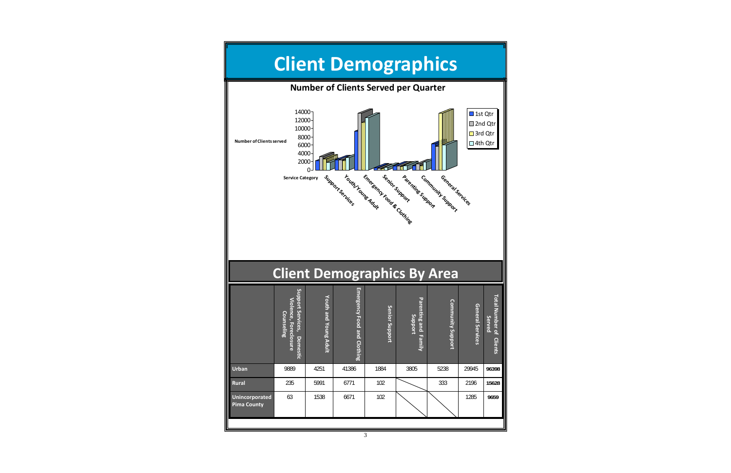# Client Demographics

**Number of Clients Served per Quarter**

Number of Clients served

14000
12000
10000
8000
6000
4000
2000
0

Service Category: Support Services, Youth/Young Adult, Emergency Food & Clothing, Senior Support, Parenting Support, Community Support, General Services

1st Qtr
2nd Qtr
3rd Qtr
4th Qtr

# Client Demographics By Area

| | Support Services, Domestic Violence, Foreclosure Counseling | Youth and Young Adult | Emergency Food and Clothing | Senior Support | Parenting and Family Support | Community Support | General Services | Total Number of Clients Served |
|---|---|---|---|---|---|---|---|---|
| **Urban** | 9889 | 4251 | 41386 | 1884 | 3805 | 5238 | 29945 | **96398** |
| **Rural** | 235 | 5991 | 6771 | 102 | | 333 | 2196 | **15628** |
| **Unincorporated Pima County** | 63 | 1538 | 6671 | 102 | | | 1285 | **9659** |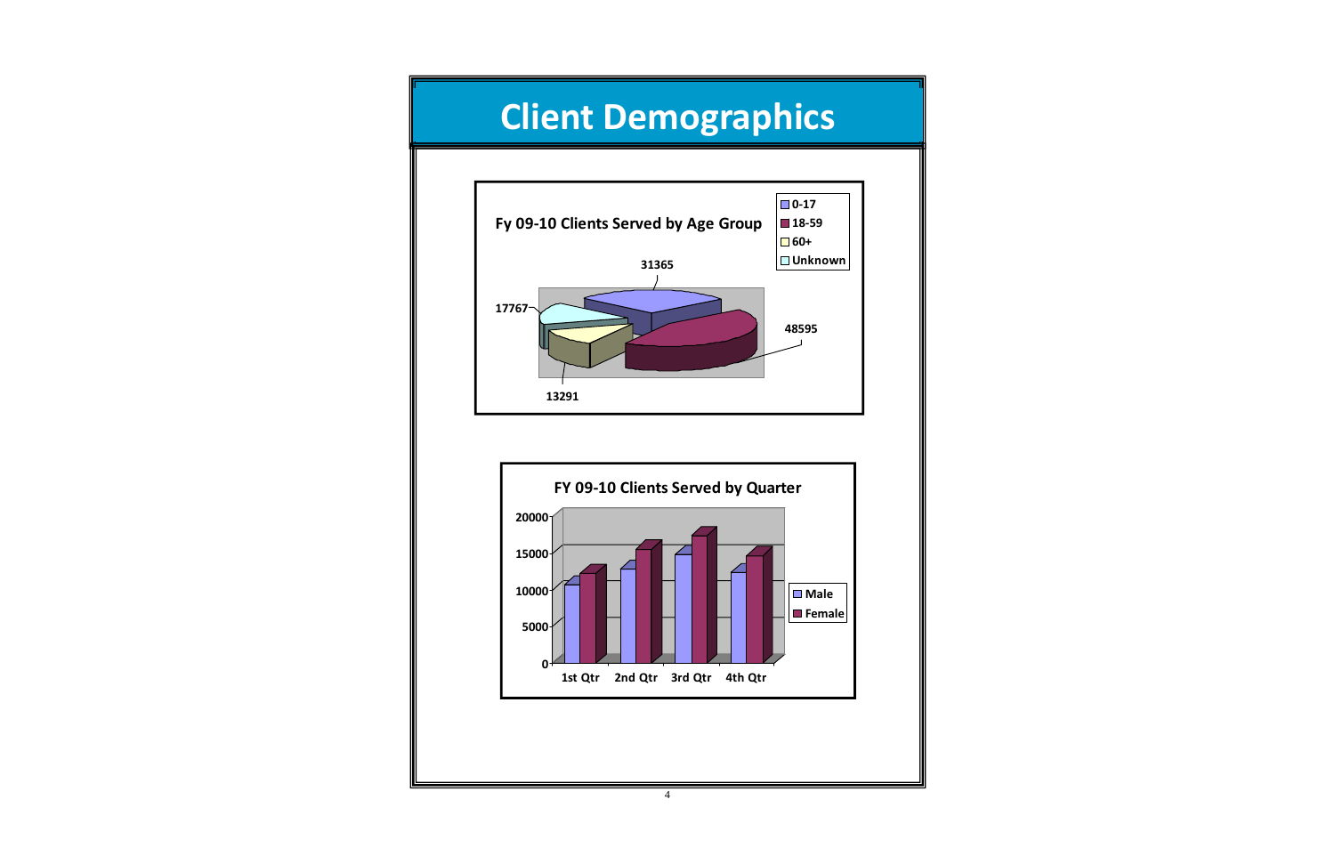# Client Demographics

**Fy 09-10 Clients Served by Age Group**

- 0-17
- 18-59
- 60+
- Unknown

31365

48595

13291

17767

**FY 09-10 Clients Served by Quarter**

20000

15000

10000

5000

0

1st Qtr 2nd Qtr 3rd Qtr 4th Qtr

- Male
- Female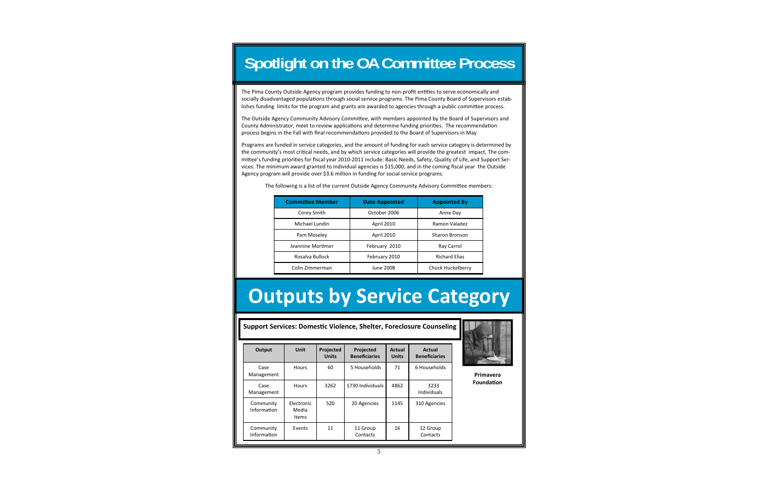# Spotlight on the OA Committee Process

The Pima County Outside Agency program provides funding to non-profit entities to serve economically and socially disadvantaged populations through social service programs. The Pima County Board of Supervisors establishes funding limits for the program and grants are awarded to agencies through a public committee process.

The Outside Agency Community Advisory Committee, with members appointed by the Board of Supervisors and County Administrator, meet to review applications and determine funding priorities. The recommendation process begins in the Fall with final recommendations provided to the Board of Supervisors in May.

Programs are funded in service categories, and the amount of funding for each service category is determined by the community's most critical needs, and by which service categories will provide the greatest impact. The committee's funding priorities for fiscal year 2010-2011 include: Basic Needs, Safety, Quality of Life, and Support Services. The minimum award granted to individual agencies is $15,000, and in the coming fiscal year the Outside Agency program will provide over $3.6 million in funding for social service programs.

The following is a list of the current Outside Agency Community Advisory Committee members:

| Committee Member | Date Appointed | Appointed By |
|---|---|---|
| Corey Smith | October 2006 | Anne Day |
| Michael Lundin | April 2010 | Ramon Valadez |
| Pam Moseley | April 2010 | Sharon Bronson |
| Jeannine Mortimer | February 2010 | Ray Carrol |
| Rosalva Bullock | February 2010 | Richard Elias |
| Colin Zimmerman | June 2008 | Chuck Huckelberry |

# Outputs by Service Category

## Support Services: Domestic Violence, Shelter, Foreclosure Counseling

| Output | Unit | Projected Units | Projected Beneficiaries | Actual Units | Actual Beneficiaries |
|---|---|---|---|---|---|
| Case Management | Hours | 60 | 5 Households | 71 | 6 Households |
| Case Management | Hours | 3262 | 1730 Individuals | 4862 | 3233 Individuals |
| Community Information | Electronic Media Items | 520 | 20 Agencies | 1145 | 310 Agencies |
| Community Information | Events | 11 | 11 Group Contacts | 16 | 12 Group Contacts |

**Primavera Foundation**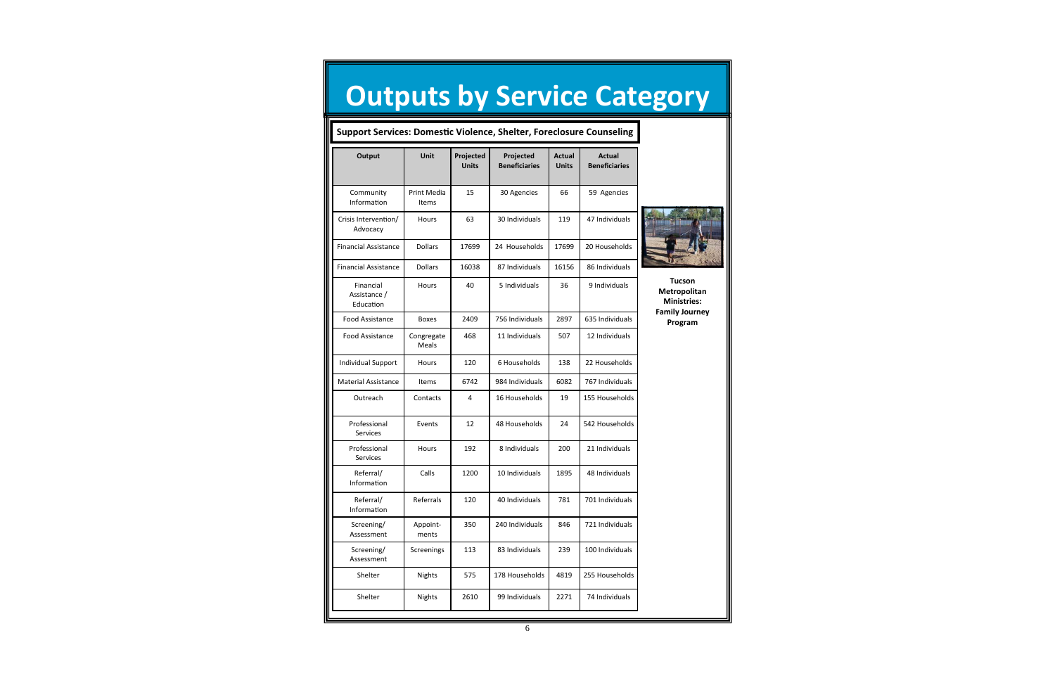# Outputs by Service Category

**Support Services: Domestic Violence, Shelter, Foreclosure Counseling**

| Output | Unit | Projected Units | Projected Beneficiaries | Actual Units | Actual Beneficiaries |
|---|---|---|---|---|---|
| Community Information | Print Media Items | 15 | 30 Agencies | 66 | 59 Agencies |
| Crisis Intervention/ Advocacy | Hours | 63 | 30 Individuals | 119 | 47 Individuals |
| Financial Assistance | Dollars | 17699 | 24 Households | 17699 | 20 Households |
| Financial Assistance | Dollars | 16038 | 87 Individuals | 16156 | 86 Individuals |
| Financial Assistance / Education | Hours | 40 | 5 Individuals | 36 | 9 Individuals |
| Food Assistance | Boxes | 2409 | 756 Individuals | 2897 | 635 Individuals |
| Food Assistance | Congregate Meals | 468 | 11 Individuals | 507 | 12 Individuals |
| Individual Support | Hours | 120 | 6 Households | 138 | 22 Households |
| Material Assistance | Items | 6742 | 984 Individuals | 6082 | 767 Individuals |
| Outreach | Contacts | 4 | 16 Households | 19 | 155 Households |
| Professional Services | Events | 12 | 48 Households | 24 | 542 Households |
| Professional Services | Hours | 192 | 8 Individuals | 200 | 21 Individuals |
| Referral/ Information | Calls | 1200 | 10 Individuals | 1895 | 48 Individuals |
| Referral/ Information | Referrals | 120 | 40 Individuals | 781 | 701 Individuals |
| Screening/ Assessment | Appoint-ments | 350 | 240 Individuals | 846 | 721 Individuals |
| Screening/ Assessment | Screenings | 113 | 83 Individuals | 239 | 100 Individuals |
| Shelter | Nights | 575 | 178 Households | 4819 | 255 Households |
| Shelter | Nights | 2610 | 99 Individuals | 2271 | 74 Individuals |

**Tucson Metropolitan Ministries: Family Journey Program**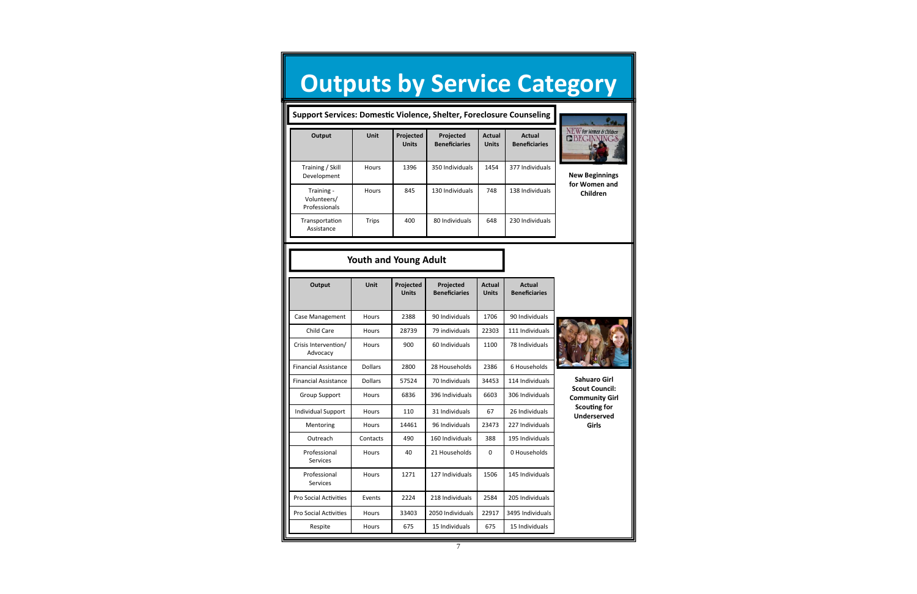# Outputs by Service Category

## Support Services: Domestic Violence, Shelter, Foreclosure Counseling

| Output | Unit | Projected Units | Projected Beneficiaries | Actual Units | Actual Beneficiaries |
|---|---|---|---|---|---|
| Training / Skill Development | Hours | 1396 | 350 Individuals | 1454 | 377 Individuals |
| Training - Volunteers/ Professionals | Hours | 845 | 130 Individuals | 748 | 138 Individuals |
| Transportation Assistance | Trips | 400 | 80 Individuals | 648 | 230 Individuals |

**New Beginnings for Women and Children**

## Youth and Young Adult

| Output | Unit | Projected Units | Projected Beneficiaries | Actual Units | Actual Beneficiaries |
|---|---|---|---|---|---|
| Case Management | Hours | 2388 | 90 Individuals | 1706 | 90 Individuals |
| Child Care | Hours | 28739 | 79 individuals | 22303 | 111 Individuals |
| Crisis Intervention/ Advocacy | Hours | 900 | 60 Individuals | 1100 | 78 Individuals |
| Financial Assistance | Dollars | 2800 | 28 Households | 2386 | 6 Households |
| Financial Assistance | Dollars | 57524 | 70 Individuals | 34453 | 114 Individuals |
| Group Support | Hours | 6836 | 396 Individuals | 6603 | 306 Individuals |
| Individual Support | Hours | 110 | 31 Individuals | 67 | 26 Individuals |
| Mentoring | Hours | 14461 | 96 Individuals | 23473 | 227 Individuals |
| Outreach | Contacts | 490 | 160 Individuals | 388 | 195 Individuals |
| Professional Services | Hours | 40 | 21 Households | 0 | 0 Households |
| Professional Services | Hours | 1271 | 127 Individuals | 1506 | 145 Individuals |
| Pro Social Activities | Events | 2224 | 218 Individuals | 2584 | 205 Individuals |
| Pro Social Activities | Hours | 33403 | 2050 Individuals | 22917 | 3495 Individuals |
| Respite | Hours | 675 | 15 Individuals | 675 | 15 Individuals |

**Sahuaro Girl Scout Council: Community Girl Scouting for Underserved Girls**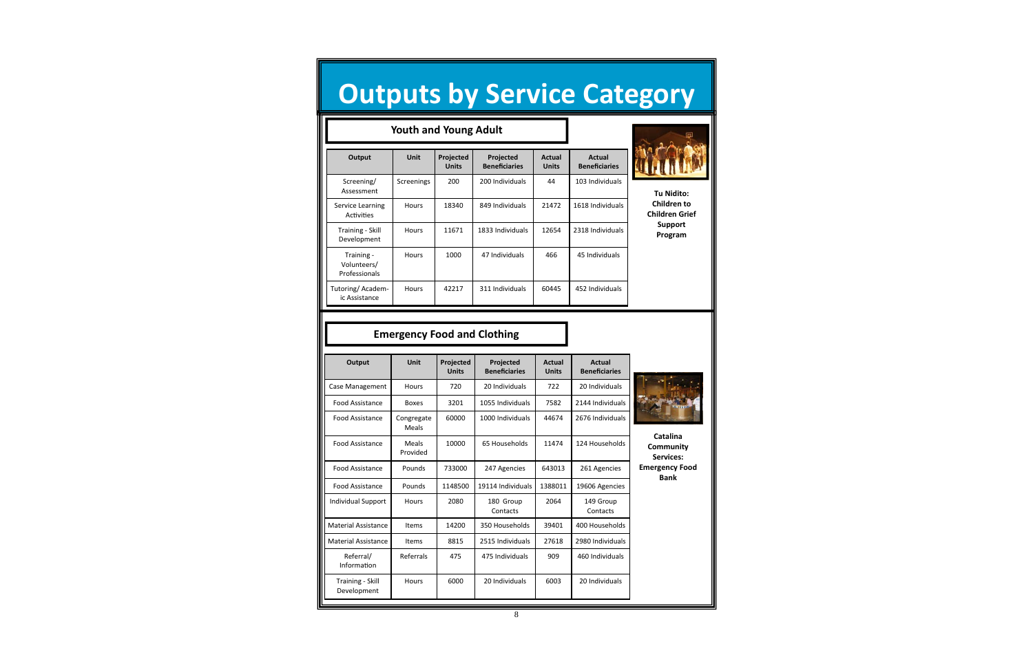# Outputs by Service Category

## Youth and Young Adult

| Output | Unit | Projected Units | Projected Beneficiaries | Actual Units | Actual Beneficiaries |
|---|---|---|---|---|---|
| Screening/ Assessment | Screenings | 200 | 200 Individuals | 44 | 103 Individuals |
| Service Learning Activities | Hours | 18340 | 849 Individuals | 21472 | 1618 Individuals |
| Training - Skill Development | Hours | 11671 | 1833 Individuals | 12654 | 2318 Individuals |
| Training - Volunteers/ Professionals | Hours | 1000 | 47 Individuals | 466 | 45 Individuals |
| Tutoring/ Academic Assistance | Hours | 42217 | 311 Individuals | 60445 | 452 Individuals |

**Tu Nidito: Children to Children Grief Support Program**

## Emergency Food and Clothing

| Output | Unit | Projected Units | Projected Beneficiaries | Actual Units | Actual Beneficiaries |
|---|---|---|---|---|---|
| Case Management | Hours | 720 | 20 Individuals | 722 | 20 Individuals |
| Food Assistance | Boxes | 3201 | 1055 Individuals | 7582 | 2144 Individuals |
| Food Assistance | Congregate Meals | 60000 | 1000 Individuals | 44674 | 2676 Individuals |
| Food Assistance | Meals Provided | 10000 | 65 Households | 11474 | 124 Households |
| Food Assistance | Pounds | 733000 | 247 Agencies | 643013 | 261 Agencies |
| Food Assistance | Pounds | 1148500 | 19114 Individuals | 1388011 | 19606 Agencies |
| Individual Support | Hours | 2080 | 180 Group Contacts | 2064 | 149 Group Contacts |
| Material Assistance | Items | 14200 | 350 Households | 39401 | 400 Households |
| Material Assistance | Items | 8815 | 2515 Individuals | 27618 | 2980 Individuals |
| Referral/ Information | Referrals | 475 | 475 Individuals | 909 | 460 Individuals |
| Training - Skill Development | Hours | 6000 | 20 Individuals | 6003 | 20 Individuals |

**Catalina Community Services: Emergency Food Bank**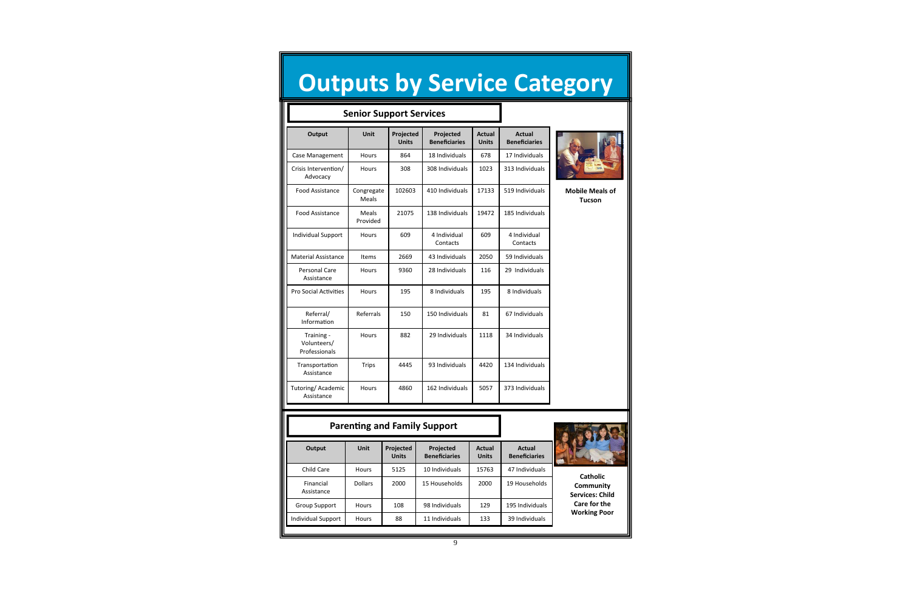# Outputs by Service Category

## Senior Support Services

| Output | Unit | Projected Units | Projected Beneficiaries | Actual Units | Actual Beneficiaries |
|---|---|---|---|---|---|
| Case Management | Hours | 864 | 18 Individuals | 678 | 17 Individuals |
| Crisis Intervention/ Advocacy | Hours | 308 | 308 Individuals | 1023 | 313 Individuals |
| Food Assistance | Congregate Meals | 102603 | 410 Individuals | 17133 | 519 Individuals |
| Food Assistance | Meals Provided | 21075 | 138 Individuals | 19472 | 185 Individuals |
| Individual Support | Hours | 609 | 4 Individual Contacts | 609 | 4 Individual Contacts |
| Material Assistance | Items | 2669 | 43 Individuals | 2050 | 59 Individuals |
| Personal Care Assistance | Hours | 9360 | 28 Individuals | 116 | 29 Individuals |
| Pro Social Activities | Hours | 195 | 8 Individuals | 195 | 8 Individuals |
| Referral/ Information | Referrals | 150 | 150 Individuals | 81 | 67 Individuals |
| Training - Volunteers/ Professionals | Hours | 882 | 29 Individuals | 1118 | 34 Individuals |
| Transportation Assistance | Trips | 4445 | 93 Individuals | 4420 | 134 Individuals |
| Tutoring/ Academic Assistance | Hours | 4860 | 162 Individuals | 5057 | 373 Individuals |

**Mobile Meals of Tucson**

## Parenting and Family Support

| Output | Unit | Projected Units | Projected Beneficiaries | Actual Units | Actual Beneficiaries |
|---|---|---|---|---|---|
| Child Care | Hours | 5125 | 10 Individuals | 15763 | 47 Individuals |
| Financial Assistance | Dollars | 2000 | 15 Households | 2000 | 19 Households |
| Group Support | Hours | 108 | 98 Individuals | 129 | 195 Individuals |
| Individual Support | Hours | 88 | 11 Individuals | 133 | 39 Individuals |

**Catholic Community Services: Child Care for the Working Poor**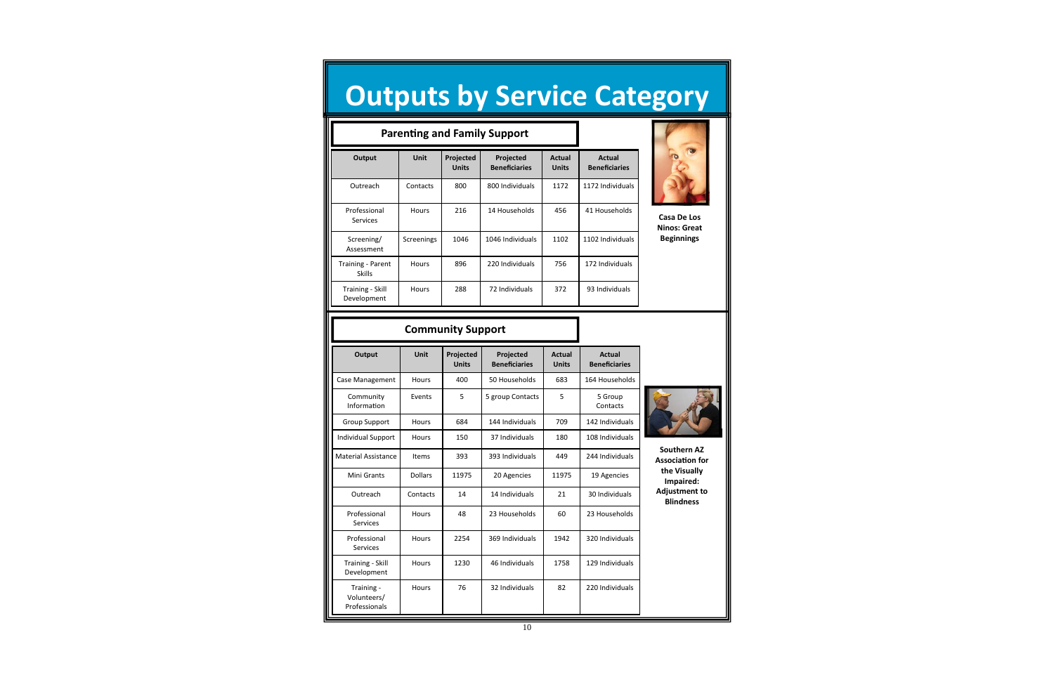# Outputs by Service Category

## Parenting and Family Support

| Output | Unit | Projected Units | Projected Beneficiaries | Actual Units | Actual Beneficiaries |
|---|---|---|---|---|---|
| Outreach | Contacts | 800 | 800 Individuals | 1172 | 1172 Individuals |
| Professional Services | Hours | 216 | 14 Households | 456 | 41 Households |
| Screening/ Assessment | Screenings | 1046 | 1046 Individuals | 1102 | 1102 Individuals |
| Training - Parent Skills | Hours | 896 | 220 Individuals | 756 | 172 Individuals |
| Training - Skill Development | Hours | 288 | 72 Individuals | 372 | 93 Individuals |

**Casa De Los Ninos: Great Beginnings**

## Community Support

| Output | Unit | Projected Units | Projected Beneficiaries | Actual Units | Actual Beneficiaries |
|---|---|---|---|---|---|
| Case Management | Hours | 400 | 50 Households | 683 | 164 Households |
| Community Information | Events | 5 | 5 group Contacts | 5 | 5 Group Contacts |
| Group Support | Hours | 684 | 144 Individuals | 709 | 142 Individuals |
| Individual Support | Hours | 150 | 37 Individuals | 180 | 108 Individuals |
| Material Assistance | Items | 393 | 393 Individuals | 449 | 244 Individuals |
| Mini Grants | Dollars | 11975 | 20 Agencies | 11975 | 19 Agencies |
| Outreach | Contacts | 14 | 14 Individuals | 21 | 30 Individuals |
| Professional Services | Hours | 48 | 23 Households | 60 | 23 Households |
| Professional Services | Hours | 2254 | 369 Individuals | 1942 | 320 Individuals |
| Training - Skill Development | Hours | 1230 | 46 Individuals | 1758 | 129 Individuals |
| Training - Volunteers/ Professionals | Hours | 76 | 32 Individuals | 82 | 220 Individuals |

**Southern AZ Association for the Visually Impaired: Adjustment to Blindness**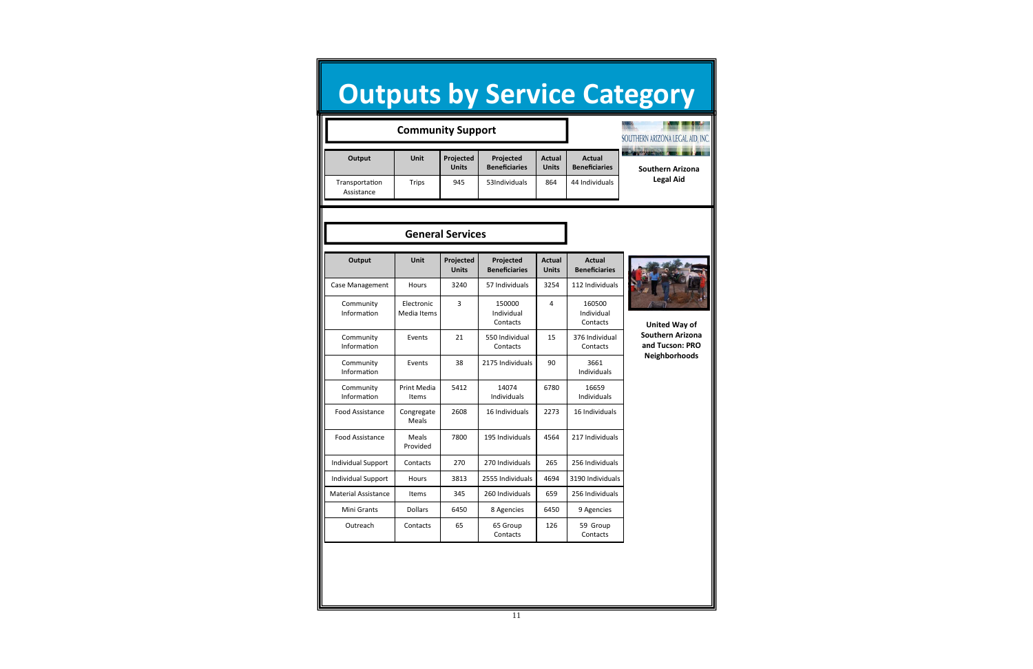# Outputs by Service Category

## Community Support

**Southern Arizona Legal Aid**

| Output | Unit | Projected Units | Projected Beneficiaries | Actual Units | Actual Beneficiaries |
|---|---|---|---|---|---|
| Transportation Assistance | Trips | 945 | 53Individuals | 864 | 44 Individuals |

## General Services

**United Way of Southern Arizona and Tucson: PRO Neighborhoods**

| Output | Unit | Projected Units | Projected Beneficiaries | Actual Units | Actual Beneficiaries |
|---|---|---|---|---|---|
| Case Management | Hours | 3240 | 57 Individuals | 3254 | 112 Individuals |
| Community Information | Electronic Media Items | 3 | 150000 Individual Contacts | 4 | 160500 Individual Contacts |
| Community Information | Events | 21 | 550 Individual Contacts | 15 | 376 Individual Contacts |
| Community Information | Events | 38 | 2175 Individuals | 90 | 3661 Individuals |
| Community Information | Print Media Items | 5412 | 14074 Individuals | 6780 | 16659 Individuals |
| Food Assistance | Congregate Meals | 2608 | 16 Individuals | 2273 | 16 Individuals |
| Food Assistance | Meals Provided | 7800 | 195 Individuals | 4564 | 217 Individuals |
| Individual Support | Contacts | 270 | 270 Individuals | 265 | 256 Individuals |
| Individual Support | Hours | 3813 | 2555 Individuals | 4694 | 3190 Individuals |
| Material Assistance | Items | 345 | 260 Individuals | 659 | 256 Individuals |
| Mini Grants | Dollars | 6450 | 8 Agencies | 6450 | 9 Agencies |
| Outreach | Contacts | 65 | 65 Group Contacts | 126 | 59 Group Contacts |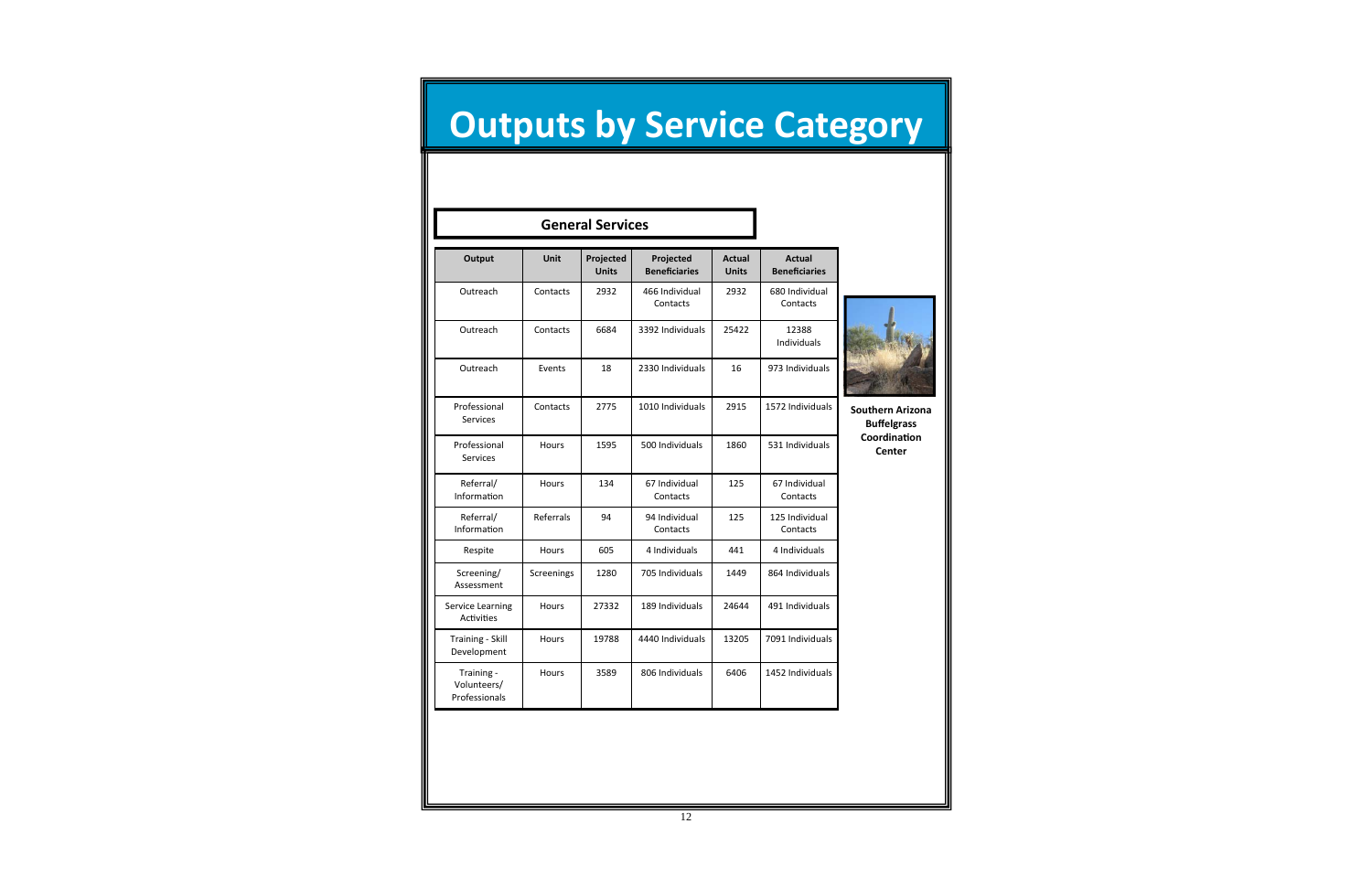# Outputs by Service Category

## General Services

| Output | Unit | Projected Units | Projected Beneficiaries | Actual Units | Actual Beneficiaries |
|---|---|---|---|---|---|
| Outreach | Contacts | 2932 | 466 Individual Contacts | 2932 | 680 Individual Contacts |
| Outreach | Contacts | 6684 | 3392 Individuals | 25422 | 12388 Individuals |
| Outreach | Events | 18 | 2330 Individuals | 16 | 973 Individuals |
| Professional Services | Contacts | 2775 | 1010 Individuals | 2915 | 1572 Individuals |
| Professional Services | Hours | 1595 | 500 Individuals | 1860 | 531 Individuals |
| Referral/ Information | Hours | 134 | 67 Individual Contacts | 125 | 67 Individual Contacts |
| Referral/ Information | Referrals | 94 | 94 Individual Contacts | 125 | 125 Individual Contacts |
| Respite | Hours | 605 | 4 Individuals | 441 | 4 Individuals |
| Screening/ Assessment | Screenings | 1280 | 705 Individuals | 1449 | 864 Individuals |
| Service Learning Activities | Hours | 27332 | 189 Individuals | 24644 | 491 Individuals |
| Training - Skill Development | Hours | 19788 | 4440 Individuals | 13205 | 7091 Individuals |
| Training - Volunteers/ Professionals | Hours | 3589 | 806 Individuals | 6406 | 1452 Individuals |

**Southern Arizona Buffelgrass Coordination Center**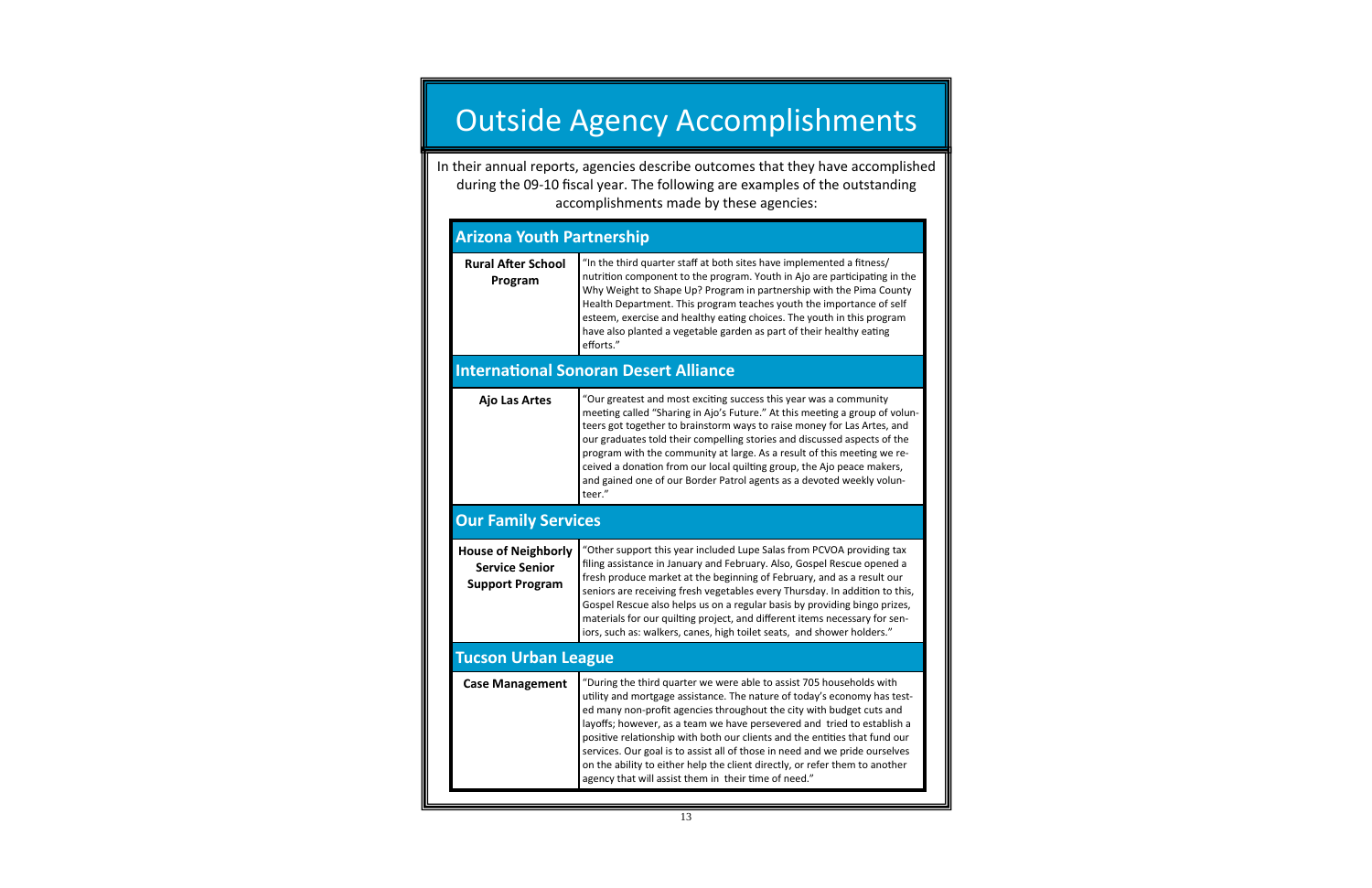# Outside Agency Accomplishments

In their annual reports, agencies describe outcomes that they have accomplished during the 09-10 fiscal year. The following are examples of the outstanding accomplishments made by these agencies:

## Arizona Youth Partnership

| Program | Accomplishment |
|---|---|
| **Rural After School Program** | "In the third quarter staff at both sites have implemented a fitness/ nutrition component to the program. Youth in Ajo are participating in the Why Weight to Shape Up? Program in partnership with the Pima County Health Department. This program teaches youth the importance of self esteem, exercise and healthy eating choices. The youth in this program have also planted a vegetable garden as part of their healthy eating efforts." |

## International Sonoran Desert Alliance

| Program | Accomplishment |
|---|---|
| **Ajo Las Artes** | "Our greatest and most exciting success this year was a community meeting called "Sharing in Ajo's Future." At this meeting a group of volunteers got together to brainstorm ways to raise money for Las Artes, and our graduates told their compelling stories and discussed aspects of the program with the community at large. As a result of this meeting we received a donation from our local quilting group, the Ajo peace makers, and gained one of our Border Patrol agents as a devoted weekly volunteer." |

## Our Family Services

| Program | Accomplishment |
|---|---|
| **House of Neighborly Service Senior Support Program** | "Other support this year included Lupe Salas from PCVOA providing tax filing assistance in January and February. Also, Gospel Rescue opened a fresh produce market at the beginning of February, and as a result our seniors are receiving fresh vegetables every Thursday. In addition to this, Gospel Rescue also helps us on a regular basis by providing bingo prizes, materials for our quilting project, and different items necessary for seniors, such as: walkers, canes, high toilet seats, and shower holders." |

## Tucson Urban League

| Program | Accomplishment |
|---|---|
| **Case Management** | "During the third quarter we were able to assist 705 households with utility and mortgage assistance. The nature of today's economy has tested many non-profit agencies throughout the city with budget cuts and layoffs; however, as a team we have persevered and tried to establish a positive relationship with both our clients and the entities that fund our services. Our goal is to assist all of those in need and we pride ourselves on the ability to either help the client directly, or refer them to another agency that will assist them in their time of need." |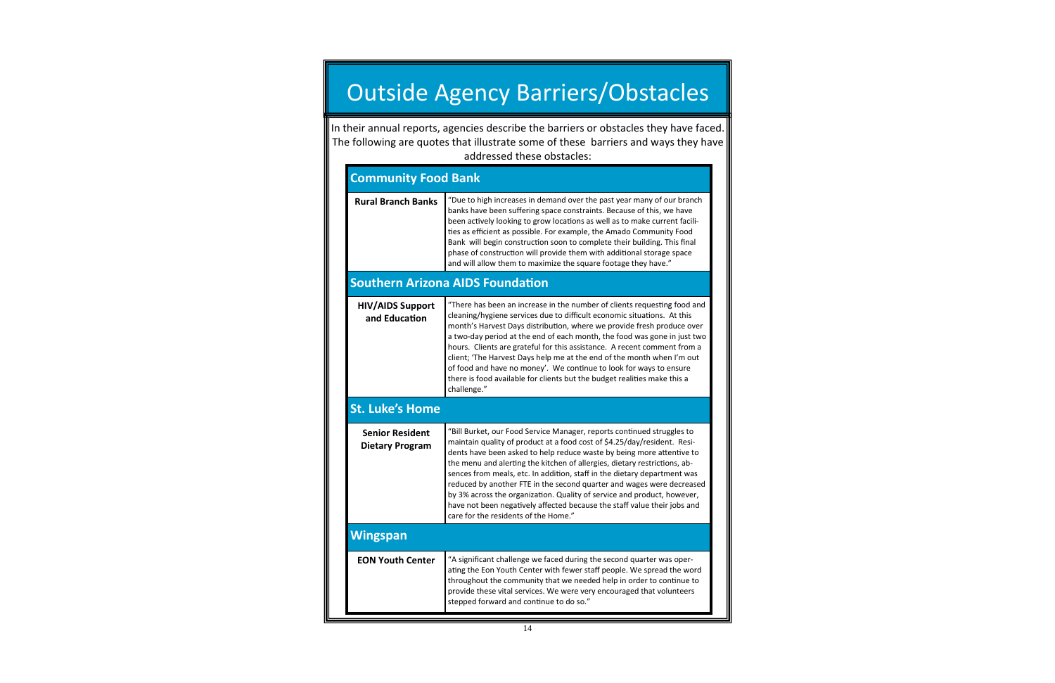# Outside Agency Barriers/Obstacles

In their annual reports, agencies describe the barriers or obstacles they have faced. The following are quotes that illustrate some of these barriers and ways they have addressed these obstacles:

## Community Food Bank

| Program | Quote |
|---|---|
| **Rural Branch Banks** | "Due to high increases in demand over the past year many of our branch banks have been suffering space constraints. Because of this, we have been actively looking to grow locations as well as to make current facilities as efficient as possible. For example, the Amado Community Food Bank will begin construction soon to complete their building. This final phase of construction will provide them with additional storage space and will allow them to maximize the square footage they have." |

## Southern Arizona AIDS Foundation

| Program | Quote |
|---|---|
| **HIV/AIDS Support and Education** | "There has been an increase in the number of clients requesting food and cleaning/hygiene services due to difficult economic situations. At this month's Harvest Days distribution, where we provide fresh produce over a two-day period at the end of each month, the food was gone in just two hours. Clients are grateful for this assistance. A recent comment from a client; 'The Harvest Days help me at the end of the month when I'm out of food and have no money'. We continue to look for ways to ensure there is food available for clients but the budget realities make this a challenge." |

## St. Luke's Home

| Program | Quote |
|---|---|
| **Senior Resident Dietary Program** | "Bill Burket, our Food Service Manager, reports continued struggles to maintain quality of product at a food cost of $4.25/day/resident. Residents have been asked to help reduce waste by being more attentive to the menu and alerting the kitchen of allergies, dietary restrictions, absences from meals, etc. In addition, staff in the dietary department was reduced by another FTE in the second quarter and wages were decreased by 3% across the organization. Quality of service and product, however, have not been negatively affected because the staff value their jobs and care for the residents of the Home." |

## Wingspan

| Program | Quote |
|---|---|
| **EON Youth Center** | "A significant challenge we faced during the second quarter was operating the Eon Youth Center with fewer staff people. We spread the word throughout the community that we needed help in order to continue to provide these vital services. We were very encouraged that volunteers stepped forward and continue to do so." |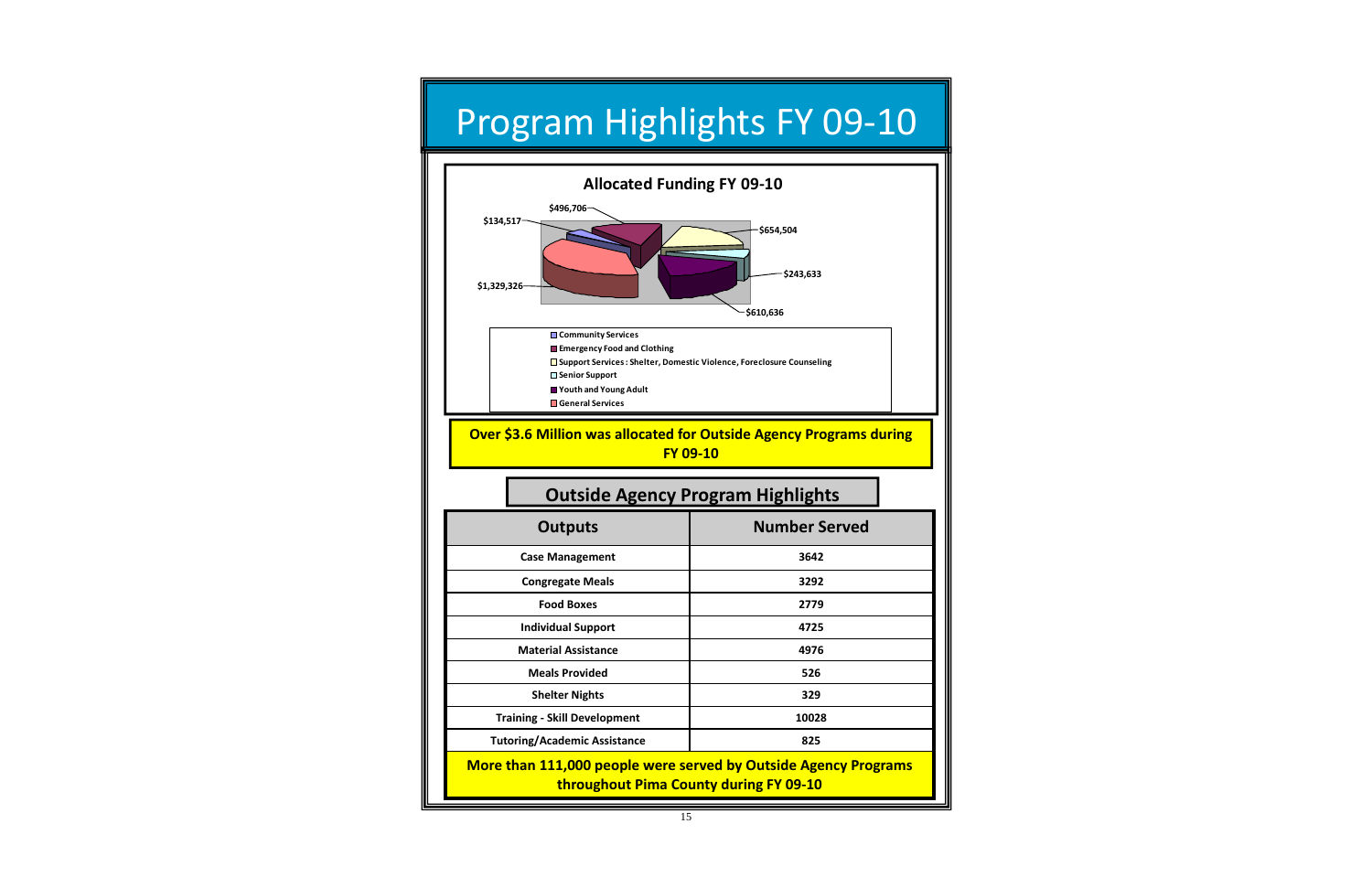# Program Highlights FY 09-10

**Allocated Funding FY 09-10**

$134,517
$496,706
$654,504
$243,633
$610,636
$1,329,326

- Community Services
- Emergency Food and Clothing
- Support Services : Shelter, Domestic Violence, Foreclosure Counseling
- Senior Support
- Youth and Young Adult
- General Services

**Over $3.6 Million was allocated for Outside Agency Programs during FY 09-10**

## Outside Agency Program Highlights

| Outputs | Number Served |
|---|---|
| Case Management | 3642 |
| Congregate Meals | 3292 |
| Food Boxes | 2779 |
| Individual Support | 4725 |
| Material Assistance | 4976 |
| Meals Provided | 526 |
| Shelter Nights | 329 |
| Training - Skill Development | 10028 |
| Tutoring/Academic Assistance | 825 |

**More than 111,000 people were served by Outside Agency Programs throughout Pima County during FY 09-10**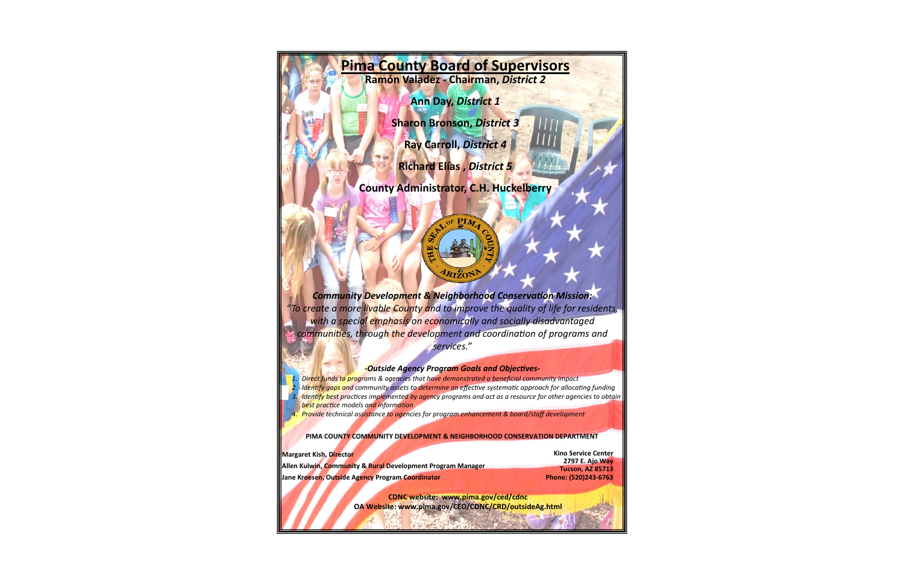# Pima County Board of Supervisors

**Ramón Valadez - Chairman, *District 2***

**Ann Day, *District 1***

**Sharon Bronson, *District 3***

**Ray Carroll, *District 4***

**Richard Elías , *District 5***

**County Administrator, C.H. Huckelberry**

***Community Development & Neighborhood Conservation Mission:***

*"To create a more livable County and to improve the quality of life for residents, with a special emphasis on economically and socially disadvantaged communities, through the development and coordination of programs and services."*

***-Outside Agency Program Goals and Objectives-***

1. *Direct funds to programs & agencies that have demonstrated a beneficial community impact*
2. *Identify gaps and community assets to determine an effective systematic approach for allocating funding*
3. *Identify best practices implemented by agency programs and act as a resource for other agencies to obtain best practice models and information*
4. *Provide technical assistance to agencies for program enhancement & board/staff development*

**PIMA COUNTY COMMUNITY DEVELOPMENT & NEIGHBORHOOD CONSERVATION DEPARTMENT**

**Margaret Kish, Director**
**Allen Kulwin, Community & Rural Development Program Manager**
**Jane Kroesen, Outside Agency Program Coordinator**

**Kino Service Center**
**2797 E. Ajo Way**
**Tucson, AZ 85713**
**Phone: (520)243-6763**

**CDNC website: www.pima.gov/ced/cdnc**
**OA Website: www.pima.gov/CED/CDNC/CRD/outsideAg.html**